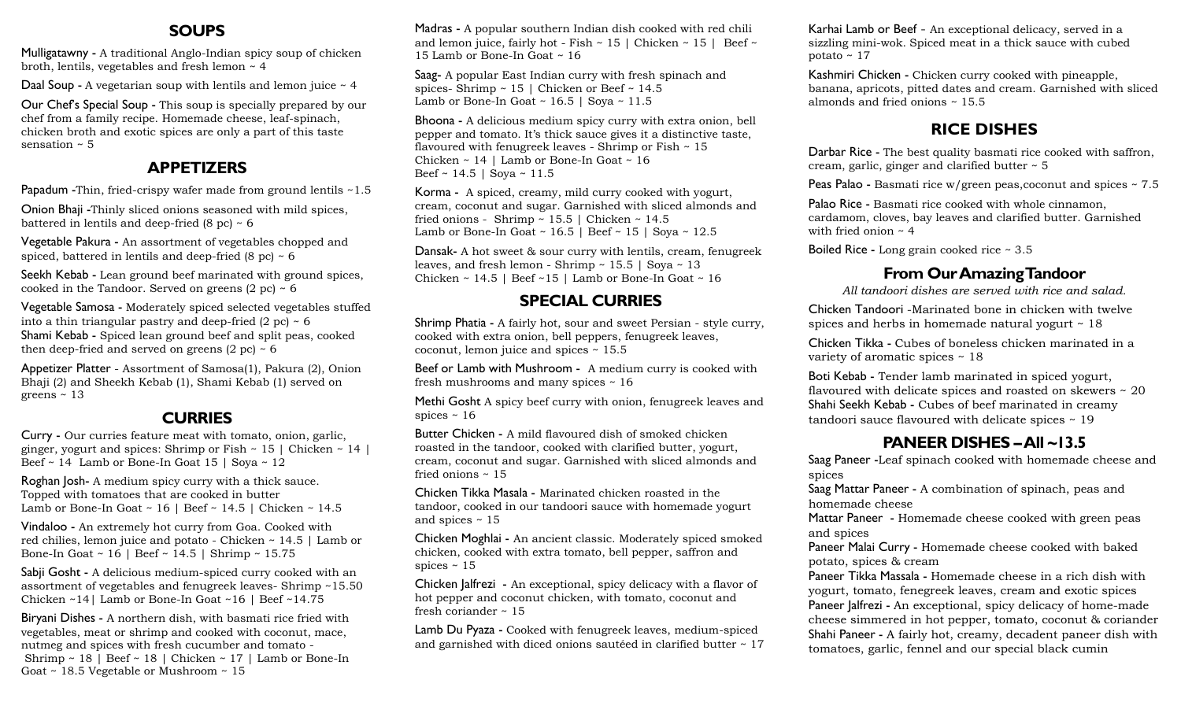## SOUPS

**Mulligatawny -** A traditional Anglo-Indian spicy soup of chicken broth, lentils, vegetables and fresh lemon ~ 4

**Daal Soup -** A vegetarian soup with lentils and lemon juice ~ 4

**Our Chef's Special Soup -** This soup is specially prepared by our chef from a family recipe. Homemade cheese, leaf-spinach, chicken broth and exotic spices are only a part of this taste sensation ~ 5

## APPETIZERS

**Papadum -**Thin, fried-crispy wafer made from ground lentils ~1.5

**Onion Bhaji -**Thinly sliced onions seasoned with mild spices, battered in lentils and deep-fried (8 pc) ~ 6

**Vegetable Pakura -** An assortment of vegetables chopped and spiced, battered in lentils and deep-fried (8 pc) ~ 6

**Seekh Kebab -** Lean ground beef marinated with ground spices, cooked in the Tandoor. Served on greens (2 pc) ~ 6

**Vegetable Samosa -** Moderately spiced selected vegetables stuffed into a thin triangular pastry and deep-fried (2 pc) ~ 6

**Shami Kebab -** Spiced lean ground beef and split peas, cooked then deep-fried and served on greens (2 pc) ~ 6

**Appetizer Platter** - Assortment of Samosa(1), Pakura (2), Onion Bhaji (2) and Sheekh Kebab (1), Shami Kebab (1) served on greens ~ 13

## CURRIES

**Curry -** Our curries feature meat with tomato, onion, garlic, ginger, yogurt and spices: Shrimp or Fish ~ 15 | Chicken ~ 14 | Beef ~ 14 Lamb or Bone-In Goat 15 | Soya ~ 12

**Roghan Josh-** A medium spicy curry with a thick sauce. Topped with tomatoes that are cooked in butter
Lamb or Bone-In Goat ~ 16 | Beef ~ 14.5 | Chicken ~ 14.5

**Vindaloo -** An extremely hot curry from Goa. Cooked with red chilies, lemon juice and potato - Chicken ~ 14.5 | Lamb or Bone-In Goat ~ 16 | Beef ~ 14.5 | Shrimp ~ 15.75

**Sabji Gosht -** A delicious medium-spiced curry cooked with an assortment of vegetables and fenugreek leaves- Shrimp ~15.50 Chicken ~14| Lamb or Bone-In Goat ~16 | Beef ~14.75

**Biryani Dishes -** A northern dish, with basmati rice fried with vegetables, meat or shrimp and cooked with coconut, mace, nutmeg and spices with fresh cucumber and tomato -
Shrimp ~ 18 | Beef ~ 18 | Chicken ~ 17 | Lamb or Bone-In Goat ~ 18.5 Vegetable or Mushroom ~ 15

**Madras -** A popular southern Indian dish cooked with red chili and lemon juice, fairly hot - Fish ~ 15 | Chicken ~ 15 | Beef ~ 15 Lamb or Bone-In Goat ~ 16

**Saag-** A popular East Indian curry with fresh spinach and spices- Shrimp ~ 15 | Chicken or Beef ~ 14.5
Lamb or Bone-In Goat ~ 16.5 | Soya ~ 11.5

**Bhoona -** A delicious medium spicy curry with extra onion, bell pepper and tomato. It's thick sauce gives it a distinctive taste, flavoured with fenugreek leaves - Shrimp or Fish ~ 15
Chicken ~ 14 | Lamb or Bone-In Goat ~ 16
Beef ~ 14.5 | Soya ~ 11.5

**Korma -** A spiced, creamy, mild curry cooked with yogurt, cream, coconut and sugar. Garnished with sliced almonds and fried onions - Shrimp ~ 15.5 | Chicken ~ 14.5
Lamb or Bone-In Goat ~ 16.5 | Beef ~ 15 | Soya ~ 12.5

**Dansak-** A hot sweet & sour curry with lentils, cream, fenugreek leaves, and fresh lemon - Shrimp ~ 15.5 | Soya ~ 13
Chicken ~ 14.5 | Beef ~15 | Lamb or Bone-In Goat ~ 16

## SPECIAL CURRIES

**Shrimp Phatia -** A fairly hot, sour and sweet Persian - style curry, cooked with extra onion, bell peppers, fenugreek leaves, coconut, lemon juice and spices ~ 15.5

**Beef or Lamb with Mushroom -** A medium curry is cooked with fresh mushrooms and many spices ~ 16

**Methi Gosht** A spicy beef curry with onion, fenugreek leaves and spices ~ 16

**Butter Chicken -** A mild flavoured dish of smoked chicken roasted in the tandoor, cooked with clarified butter, yogurt, cream, coconut and sugar. Garnished with sliced almonds and fried onions ~ 15

**Chicken Tikka Masala -** Marinated chicken roasted in the tandoor, cooked in our tandoori sauce with homemade yogurt and spices ~ 15

**Chicken Moghlai -** An ancient classic. Moderately spiced smoked chicken, cooked with extra tomato, bell pepper, saffron and spices ~ 15

**Chicken Jalfrezi -** An exceptional, spicy delicacy with a flavor of hot pepper and coconut chicken, with tomato, coconut and fresh coriander ~ 15

**Lamb Du Pyaza -** Cooked with fenugreek leaves, medium-spiced and garnished with diced onions sautéed in clarified butter ~ 17

**Karhai Lamb or Beef** - An exceptional delicacy, served in a sizzling mini-wok. Spiced meat in a thick sauce with cubed potato ~ 17

**Kashmiri Chicken -** Chicken curry cooked with pineapple, banana, apricots, pitted dates and cream. Garnished with sliced almonds and fried onions ~ 15.5

## RICE DISHES

**Darbar Rice -** The best quality basmati rice cooked with saffron, cream, garlic, ginger and clarified butter ~ 5

**Peas Palao -** Basmati rice w/green peas,coconut and spices ~ 7.5

**Palao Rice -** Basmati rice cooked with whole cinnamon, cardamom, cloves, bay leaves and clarified butter. Garnished with fried onion ~ 4

**Boiled Rice -** Long grain cooked rice ~ 3.5

## From Our Amazing Tandoor

*All tandoori dishes are served with rice and salad.*

**Chicken Tandoori** -Marinated bone in chicken with twelve spices and herbs in homemade natural yogurt ~ 18

**Chicken Tikka -** Cubes of boneless chicken marinated in a variety of aromatic spices ~ 18

**Boti Kebab -** Tender lamb marinated in spiced yogurt, flavoured with delicate spices and roasted on skewers ~ 20

**Shahi Seekh Kebab -** Cubes of beef marinated in creamy tandoori sauce flavoured with delicate spices ~ 19

## PANEER DISHES – All ~13.5

**Saag Paneer -**Leaf spinach cooked with homemade cheese and spices

**Saag Mattar Paneer -** A combination of spinach, peas and homemade cheese

**Mattar Paneer -** Homemade cheese cooked with green peas and spices

**Paneer Malai Curry -** Homemade cheese cooked with baked potato, spices & cream

**Paneer Tikka Massala -** Homemade cheese in a rich dish with yogurt, tomato, fenegreek leaves, cream and exotic spices

**Paneer Jalfrezi -** An exceptional, spicy delicacy of home-made cheese simmered in hot pepper, tomato, coconut & coriander

**Shahi Paneer -** A fairly hot, creamy, decadent paneer dish with tomatoes, garlic, fennel and our special black cumin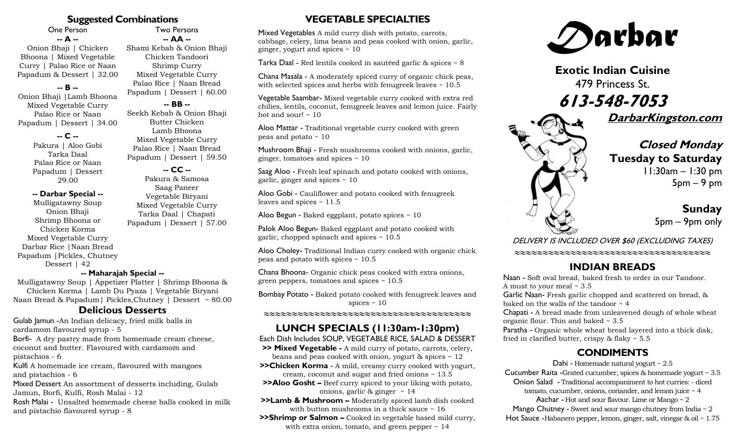## Suggested Combinations

### One Person

**-- A --**

Onion Bhaji | Chicken Bhoona | Mixed Vegetable Curry | Palao Rice or Naan Papadum & Dessert | 32.00

**-- B --**

Onion Bhaji |Lamb Bhoona Mixed Vegetable Curry Palao Rice or Naan Papadum | Dessert | 34.00

**-- C --**

Pakura | Aloo Gobi Tarka Daal Palao Rice or Naan Papadum | Dessert 29.00

**-- Darbar Special --**

Mulligatawny Soup Onion Bhaji Shrimp Bhoona or Chicken Korma Mixed Vegetable Curry Darbar Rice |Naan Bread Papadum |Pickles, Chutney Dessert | 42

### Two Persons

**-- AA --**

Shami Kebab & Onion Bhaji Chicken Tandoori Shrimp Curry Mixed Vegetable Curry Palao Rice | Naan Bread Papadum | Dessert | 60.00

**-- BB --**

Seekh Kebab & Onion Bhaji Butter Chicken Lamb Bhoona Mixed Vegetable Curry Palao Rice | Naan Bread Papadum | Dessert | 59.50

**-- CC --**

Pakura & Samosa Saag Paneer Vegetable Biryani Mixed Vegetable Curry Tarka Daal | Chapati Papadum | Dessert | 57.00

**-- Maharajah Special --**

Mulligatawny Soup | Appetizer Platter | Shrimp Bhoona & Chicken Korma | Lamb Du Pyaza | Vegetable Biryani Naan Bread & Papadum| Pickles,Chutney | Dessert ~ 80.00

## Delicious Desserts

Gulab Jamun -An Indian delicacy, fried milk balls in cardamom flavoured syrup - 5

Borfi- A dry pastry made from homemade cream cheese, coconut and butter. Flavoured with cardamom and pistachios - 6

Kulfi A homemade ice cream, flavoured with mangoes and pistachios - 6

Mixed Dessert An assortment of desserts including, Gulab Jamun, Borfi, Kulfi, Rosh Malai - 12

Rosh Malai - Unsalted homemade cheese balls cooked in milk and pistachio flavoured syrup - 8

## VEGETABLE SPECIALTIES

Mixed Vegetables A mild curry dish with potato, carrots, cabbage, celery, lima beans and peas cooked with onion, garlic, ginger, yogurt and spices ~ 10

Tarka Daal - Red lentils cooked in sautéed garlic & spices ~ 8

Chana Masala - A moderately spiced curry of organic chick peas, with selected spices and herbs with fenugreek leaves ~ 10.5

Vegetable Saambar- Mixed vegetable curry cooked with extra red chilies, lentils, coconut, fenugreek leaves and lemon juice. Fairly hot and sour! ~ 10

Aloo Mattar - Traditional vegetable curry cooked with green peas and potato ~ 10

Mushroom Bhaji - Fresh mushrooms cooked with onions, garlic, ginger, tomatoes and spices ~ 10

Saag Aloo - Fresh leaf spinach and potato cooked with onions, garlic, ginger and spices ~ 10

Aloo Gobi - Cauliflower and potato cooked with fenugreek leaves and spices ~ 11.5

Aloo Begun - Baked eggplant, potato spices ~ 10

Palok Aloo Begun- Baked eggplant and potato cooked with garlic, chopped spinach and spices ~ 10.5

Aloo Choley- Traditional Indian curry cooked with organic chick peas and potato with spices ~ 10.5

Chana Bhoona- Organic chick peas cooked with extra onions, green peppers, tomatoes and spices ~ 10.5

Bombay Potato - Baked potato cooked with fenugreek leaves and spices ~ 10

≈≈≈≈≈≈≈≈≈≈≈≈≈≈≈≈≈≈≈≈≈≈≈≈≈≈≈≈≈≈≈≈≈≈≈≈

## LUNCH SPECIALS (11:30am-1:30pm)

Each Dish Includes SOUP, VEGETABLE RICE, SALAD & DESSERT

**>> Mixed Vegetable -** A mild curry of potato, carrots, celery, beans and peas cooked with onion, yogurt & spices ~ 12

**>>Chicken Korma -** A mild, creamy curry cooked with yogurt, cream, coconut and sugar and fried onions ~ 13.5

**>>Aloo Gosht –** Beef curry spiced to your liking with potato, onions, garlic & ginger ~ 14

**>>Lamb & Mushroom –** Moderately spiced lamb dish cooked with button mushrooms in a thick sauce ~ 16

**>>Shrimp or Salmon –** Cooked in vegetable based mild curry, with extra onion, tomato, and green pepper ~ 14

# Darbar

**Exotic Indian Cuisine**

479 Princess St.

***613-548-7053***

**DarbarKingston.com**

***Closed Monday***

**Tuesday to Saturday**

11:30am – 1:30 pm

5pm – 9 pm

**Sunday**

5pm – 9pm only

*DELIVERY IS INCLUDED OVER $60 (EXCLUDING TAXES)*

≈≈≈≈≈≈≈≈≈≈≈≈≈≈≈≈≈≈≈≈≈≈≈≈≈≈≈≈≈≈≈≈≈≈

## INDIAN BREADS

Naan - Soft oval bread, baked fresh to order in our Tandoor. A must to your meal ~ 3.5

Garlic Naan- Fresh garlic chopped and scattered on bread, & baked on the walls of the tandoor ~ 4

Chapati - A bread made from unleavened dough of whole wheat organic flour. Thin and baked ~ 3.5

Paratha - Organic whole wheat bread layered into a thick disk, fried in clarified butter, crispy & flaky ~ 5.5

## CONDIMENTS

Dahi - Homemade natural yogurt ~ 2.5

Cucumber Raita -Grated cucumber, spices & homemade yogurt ~ 3.5

Onion Salad - Traditional accompaniment to hot curries: - diced tomato, cucumber, onions, coriander, and lemon juice ~ 4

Aachar - Hot and sour flavour. Lime or Mango ~ 2

Mango Chutney - Sweet and sour mango chutney from India ~ 2

Hot Sauce -Habanero pepper, lemon, ginger, salt, vinegar & oil ~ 1.75